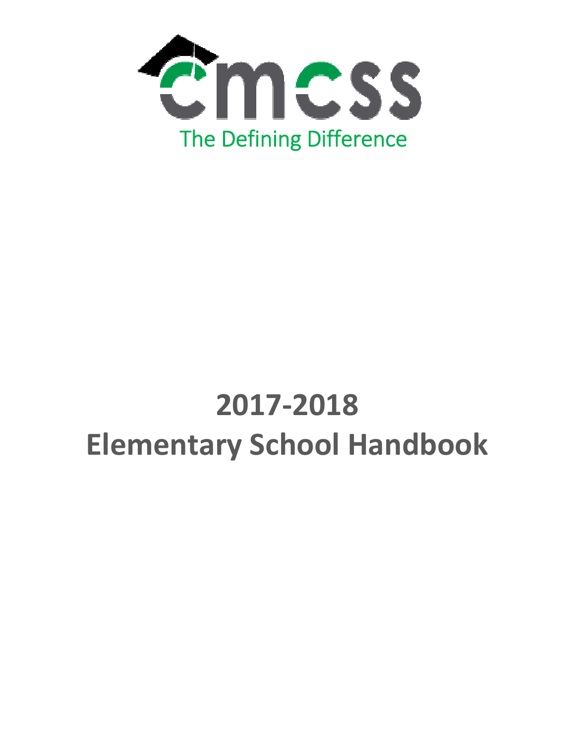cmcss

The Defining Difference

# 2017-2018
# Elementary School Handbook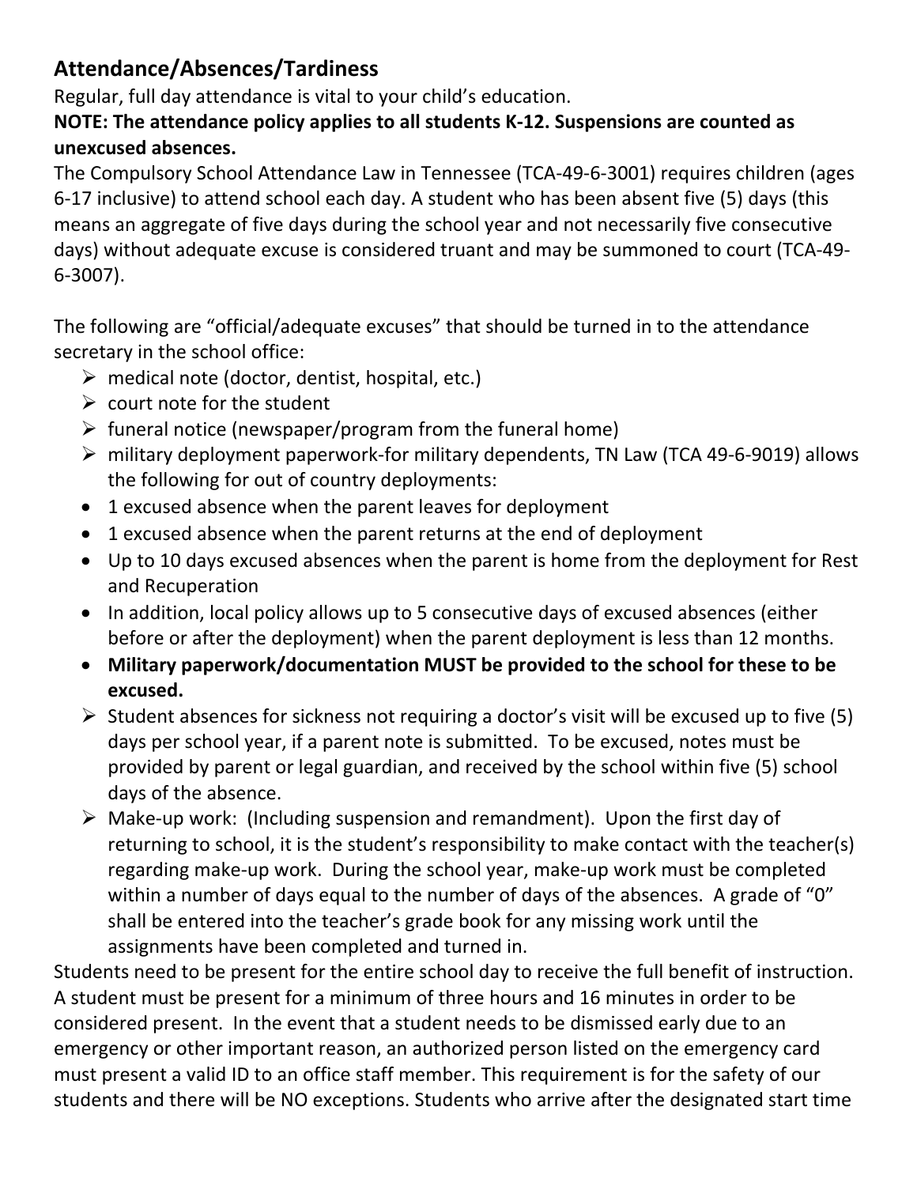## Attendance/Absences/Tardiness

Regular, full day attendance is vital to your child's education.

**NOTE: The attendance policy applies to all students K-12. Suspensions are counted as unexcused absences.**

The Compulsory School Attendance Law in Tennessee (TCA-49-6-3001) requires children (ages 6-17 inclusive) to attend school each day. A student who has been absent five (5) days (this means an aggregate of five days during the school year and not necessarily five consecutive days) without adequate excuse is considered truant and may be summoned to court (TCA-49-6-3007).

The following are "official/adequate excuses" that should be turned in to the attendance secretary in the school office:

- medical note (doctor, dentist, hospital, etc.)
- court note for the student
- funeral notice (newspaper/program from the funeral home)
- military deployment paperwork-for military dependents, TN Law (TCA 49-6-9019) allows the following for out of country deployments:
  - 1 excused absence when the parent leaves for deployment
  - 1 excused absence when the parent returns at the end of deployment
  - Up to 10 days excused absences when the parent is home from the deployment for Rest and Recuperation
  - In addition, local policy allows up to 5 consecutive days of excused absences (either before or after the deployment) when the parent deployment is less than 12 months.
  - **Military paperwork/documentation MUST be provided to the school for these to be excused.**
- Student absences for sickness not requiring a doctor's visit will be excused up to five (5) days per school year, if a parent note is submitted. To be excused, notes must be provided by parent or legal guardian, and received by the school within five (5) school days of the absence.
- Make-up work: (Including suspension and remandment). Upon the first day of returning to school, it is the student's responsibility to make contact with the teacher(s) regarding make-up work. During the school year, make-up work must be completed within a number of days equal to the number of days of the absences. A grade of "0" shall be entered into the teacher's grade book for any missing work until the assignments have been completed and turned in.

Students need to be present for the entire school day to receive the full benefit of instruction. A student must be present for a minimum of three hours and 16 minutes in order to be considered present. In the event that a student needs to be dismissed early due to an emergency or other important reason, an authorized person listed on the emergency card must present a valid ID to an office staff member. This requirement is for the safety of our students and there will be NO exceptions. Students who arrive after the designated start time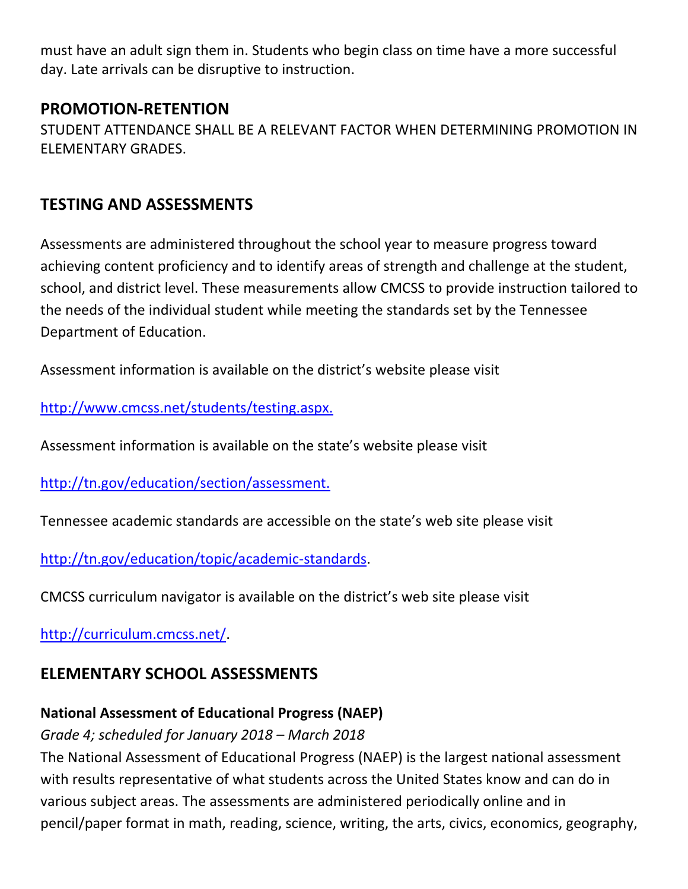must have an adult sign them in. Students who begin class on time have a more successful day. Late arrivals can be disruptive to instruction.

## PROMOTION-RETENTION

STUDENT ATTENDANCE SHALL BE A RELEVANT FACTOR WHEN DETERMINING PROMOTION IN ELEMENTARY GRADES.

## TESTING AND ASSESSMENTS

Assessments are administered throughout the school year to measure progress toward achieving content proficiency and to identify areas of strength and challenge at the student, school, and district level. These measurements allow CMCSS to provide instruction tailored to the needs of the individual student while meeting the standards set by the Tennessee Department of Education.

Assessment information is available on the district's website please visit

http://www.cmcss.net/students/testing.aspx.

Assessment information is available on the state's website please visit

http://tn.gov/education/section/assessment.

Tennessee academic standards are accessible on the state's web site please visit

http://tn.gov/education/topic/academic-standards.

CMCSS curriculum navigator is available on the district's web site please visit

http://curriculum.cmcss.net/.

## ELEMENTARY SCHOOL ASSESSMENTS

**National Assessment of Educational Progress (NAEP)**

*Grade 4; scheduled for January 2018 – March 2018*

The National Assessment of Educational Progress (NAEP) is the largest national assessment with results representative of what students across the United States know and can do in various subject areas. The assessments are administered periodically online and in pencil/paper format in math, reading, science, writing, the arts, civics, economics, geography,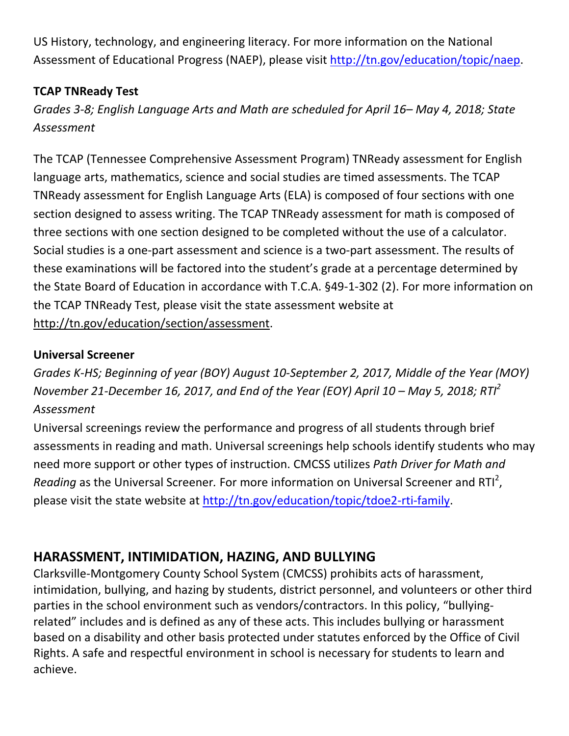US History, technology, and engineering literacy. For more information on the National Assessment of Educational Progress (NAEP), please visit http://tn.gov/education/topic/naep.

**TCAP TNReady Test**

*Grades 3-8; English Language Arts and Math are scheduled for April 16– May 4, 2018; State Assessment*

The TCAP (Tennessee Comprehensive Assessment Program) TNReady assessment for English language arts, mathematics, science and social studies are timed assessments. The TCAP TNReady assessment for English Language Arts (ELA) is composed of four sections with one section designed to assess writing. The TCAP TNReady assessment for math is composed of three sections with one section designed to be completed without the use of a calculator. Social studies is a one-part assessment and science is a two-part assessment. The results of these examinations will be factored into the student's grade at a percentage determined by the State Board of Education in accordance with T.C.A. §49-1-302 (2). For more information on the TCAP TNReady Test, please visit the state assessment website at http://tn.gov/education/section/assessment.

**Universal Screener**

*Grades K-HS; Beginning of year (BOY) August 10-September 2, 2017, Middle of the Year (MOY) November 21-December 16, 2017, and End of the Year (EOY) April 10 – May 5, 2018; RTI$^2$ Assessment*

Universal screenings review the performance and progress of all students through brief assessments in reading and math. Universal screenings help schools identify students who may need more support or other types of instruction. CMCSS utilizes *Path Driver for Math and Reading* as the Universal Screener. For more information on Universal Screener and RTI$^2$, please visit the state website at http://tn.gov/education/topic/tdoe2-rti-family.

## HARASSMENT, INTIMIDATION, HAZING, AND BULLYING

Clarksville-Montgomery County School System (CMCSS) prohibits acts of harassment, intimidation, bullying, and hazing by students, district personnel, and volunteers or other third parties in the school environment such as vendors/contractors. In this policy, "bullying-related" includes and is defined as any of these acts. This includes bullying or harassment based on a disability and other basis protected under statutes enforced by the Office of Civil Rights. A safe and respectful environment in school is necessary for students to learn and achieve.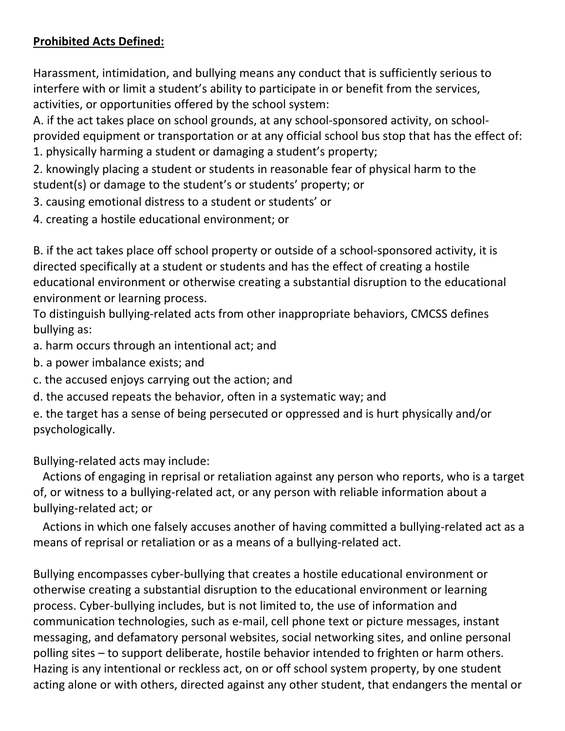**Prohibited Acts Defined:**

Harassment, intimidation, and bullying means any conduct that is sufficiently serious to interfere with or limit a student's ability to participate in or benefit from the services, activities, or opportunities offered by the school system:

A. if the act takes place on school grounds, at any school-sponsored activity, on school-provided equipment or transportation or at any official school bus stop that has the effect of:

1. physically harming a student or damaging a student's property;
2. knowingly placing a student or students in reasonable fear of physical harm to the student(s) or damage to the student's or students' property; or
3. causing emotional distress to a student or students' or
4. creating a hostile educational environment; or

B. if the act takes place off school property or outside of a school-sponsored activity, it is directed specifically at a student or students and has the effect of creating a hostile educational environment or otherwise creating a substantial disruption to the educational environment or learning process.

To distinguish bullying-related acts from other inappropriate behaviors, CMCSS defines bullying as:

a. harm occurs through an intentional act; and
b. a power imbalance exists; and
c. the accused enjoys carrying out the action; and
d. the accused repeats the behavior, often in a systematic way; and
e. the target has a sense of being persecuted or oppressed and is hurt physically and/or psychologically.

Bullying-related acts may include:

Actions of engaging in reprisal or retaliation against any person who reports, who is a target of, or witness to a bullying-related act, or any person with reliable information about a bullying-related act; or

Actions in which one falsely accuses another of having committed a bullying-related act as a means of reprisal or retaliation or as a means of a bullying-related act.

Bullying encompasses cyber-bullying that creates a hostile educational environment or otherwise creating a substantial disruption to the educational environment or learning process. Cyber-bullying includes, but is not limited to, the use of information and communication technologies, such as e-mail, cell phone text or picture messages, instant messaging, and defamatory personal websites, social networking sites, and online personal polling sites – to support deliberate, hostile behavior intended to frighten or harm others. Hazing is any intentional or reckless act, on or off school system property, by one student acting alone or with others, directed against any other student, that endangers the mental or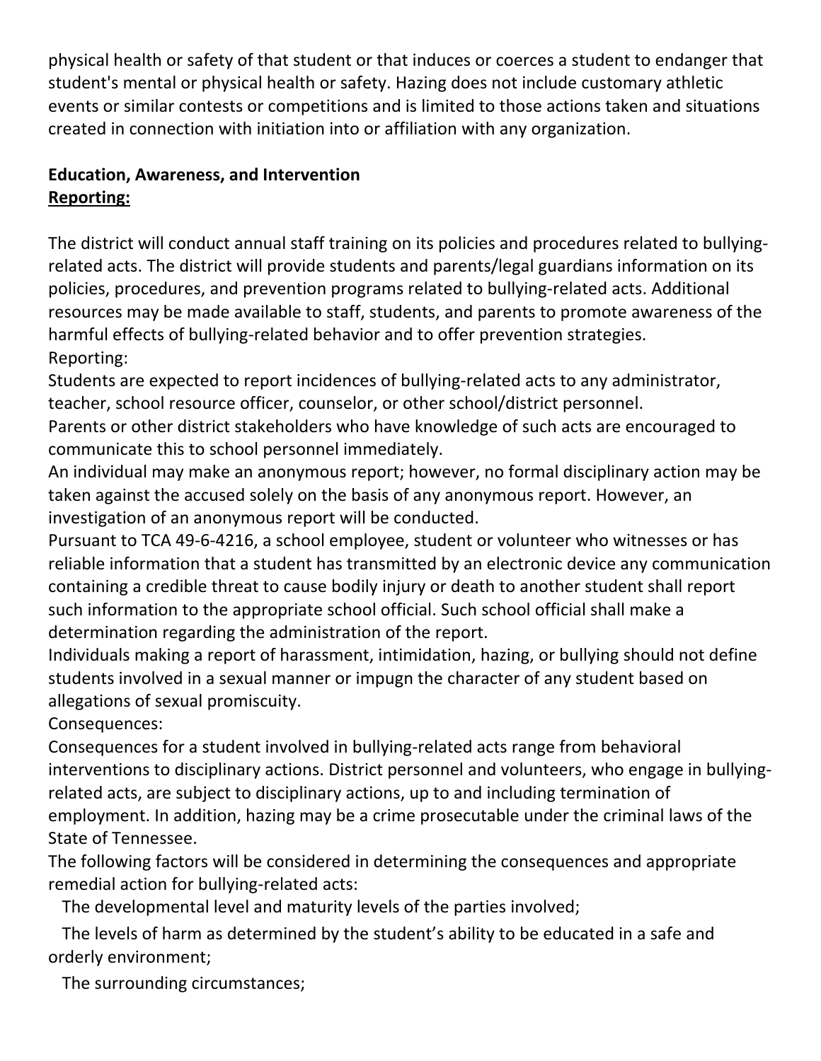physical health or safety of that student or that induces or coerces a student to endanger that student's mental or physical health or safety. Hazing does not include customary athletic events or similar contests or competitions and is limited to those actions taken and situations created in connection with initiation into or affiliation with any organization.

**Education, Awareness, and Intervention**

**<u>Reporting:</u>**

The district will conduct annual staff training on its policies and procedures related to bullying-related acts. The district will provide students and parents/legal guardians information on its policies, procedures, and prevention programs related to bullying-related acts. Additional resources may be made available to staff, students, and parents to promote awareness of the harmful effects of bullying-related behavior and to offer prevention strategies.

Reporting:

Students are expected to report incidences of bullying-related acts to any administrator, teacher, school resource officer, counselor, or other school/district personnel.

Parents or other district stakeholders who have knowledge of such acts are encouraged to communicate this to school personnel immediately.

An individual may make an anonymous report; however, no formal disciplinary action may be taken against the accused solely on the basis of any anonymous report. However, an investigation of an anonymous report will be conducted.

Pursuant to TCA 49-6-4216, a school employee, student or volunteer who witnesses or has reliable information that a student has transmitted by an electronic device any communication containing a credible threat to cause bodily injury or death to another student shall report such information to the appropriate school official. Such school official shall make a determination regarding the administration of the report.

Individuals making a report of harassment, intimidation, hazing, or bullying should not define students involved in a sexual manner or impugn the character of any student based on allegations of sexual promiscuity.

Consequences:

Consequences for a student involved in bullying-related acts range from behavioral interventions to disciplinary actions. District personnel and volunteers, who engage in bullying-related acts, are subject to disciplinary actions, up to and including termination of employment. In addition, hazing may be a crime prosecutable under the criminal laws of the State of Tennessee.

The following factors will be considered in determining the consequences and appropriate remedial action for bullying-related acts:

- The developmental level and maturity levels of the parties involved;
- The levels of harm as determined by the student's ability to be educated in a safe and orderly environment;
- The surrounding circumstances;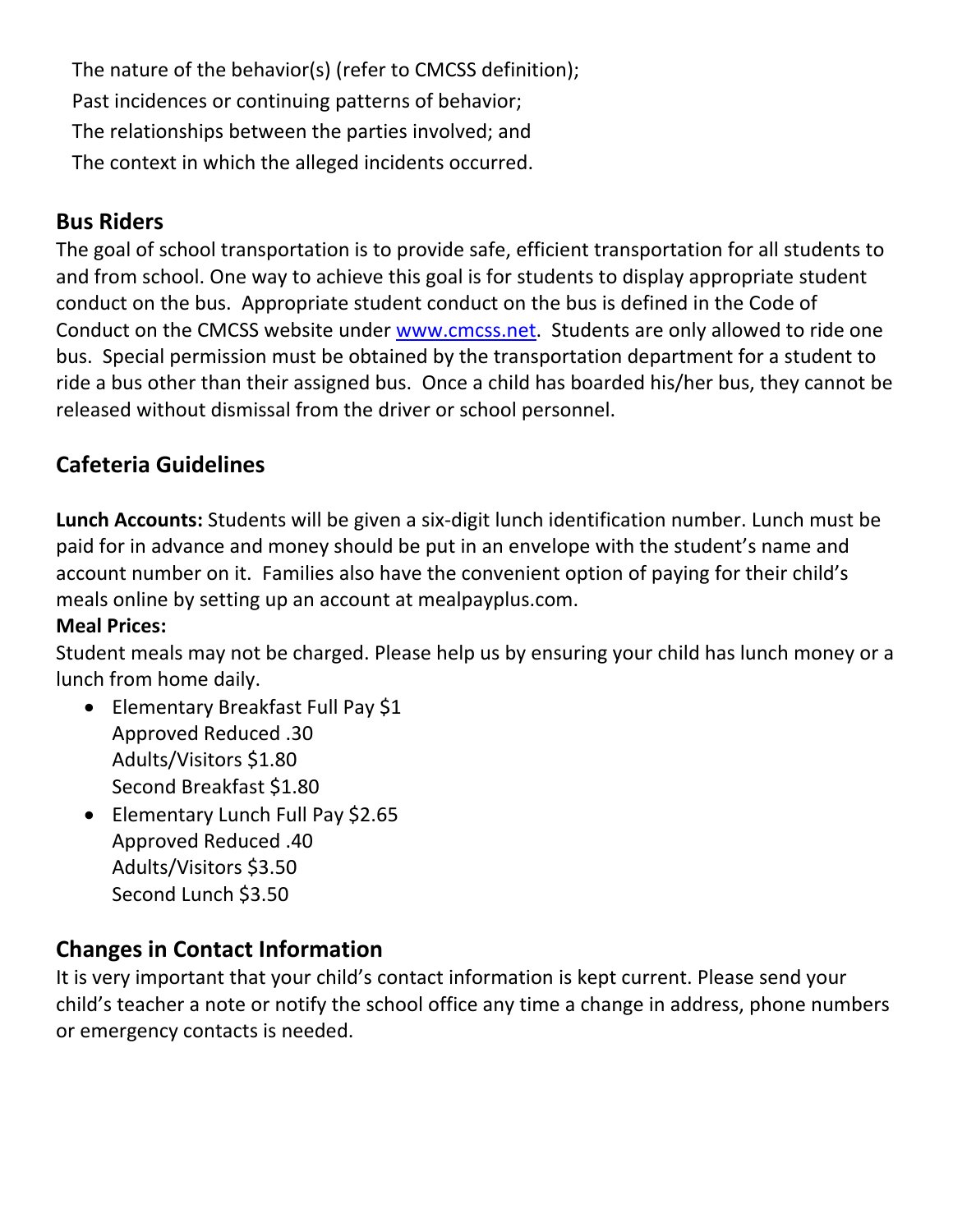The nature of the behavior(s) (refer to CMCSS definition);
Past incidences or continuing patterns of behavior;
The relationships between the parties involved; and
The context in which the alleged incidents occurred.

## Bus Riders

The goal of school transportation is to provide safe, efficient transportation for all students to and from school. One way to achieve this goal is for students to display appropriate student conduct on the bus. Appropriate student conduct on the bus is defined in the Code of Conduct on the CMCSS website under [www.cmcss.net](www.cmcss.net). Students are only allowed to ride one bus. Special permission must be obtained by the transportation department for a student to ride a bus other than their assigned bus. Once a child has boarded his/her bus, they cannot be released without dismissal from the driver or school personnel.

## Cafeteria Guidelines

**Lunch Accounts:** Students will be given a six-digit lunch identification number. Lunch must be paid for in advance and money should be put in an envelope with the student's name and account number on it. Families also have the convenient option of paying for their child's meals online by setting up an account at mealpayplus.com.

**Meal Prices:**

Student meals may not be charged. Please help us by ensuring your child has lunch money or a lunch from home daily.

- Elementary Breakfast Full Pay $1
  Approved Reduced .30
  Adults/Visitors $1.80
  Second Breakfast $1.80
- Elementary Lunch Full Pay $2.65
  Approved Reduced .40
  Adults/Visitors $3.50
  Second Lunch $3.50

## Changes in Contact Information

It is very important that your child's contact information is kept current. Please send your child's teacher a note or notify the school office any time a change in address, phone numbers or emergency contacts is needed.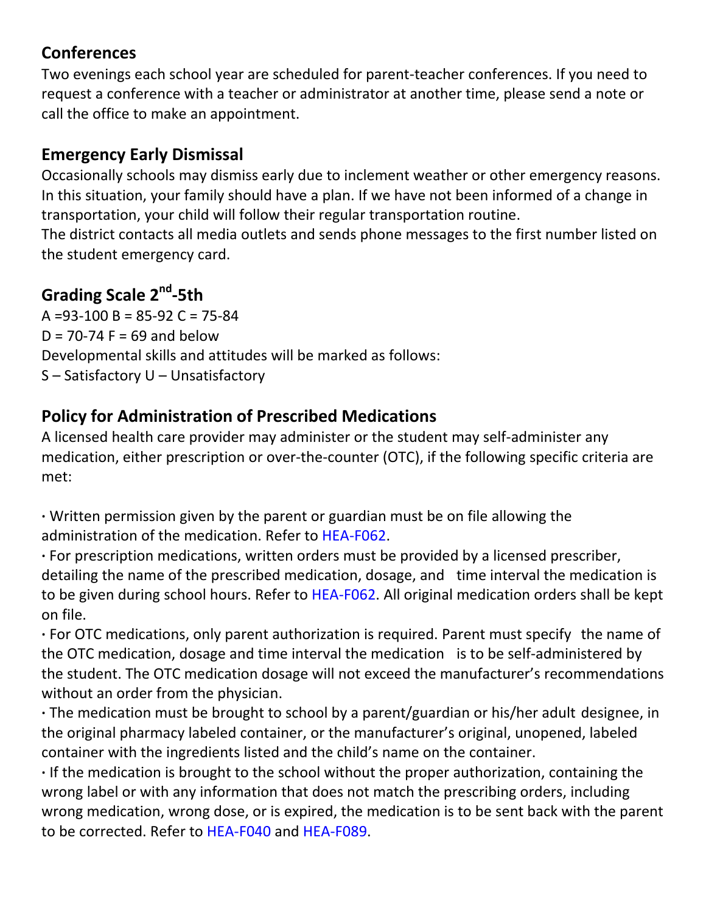## Conferences

Two evenings each school year are scheduled for parent-teacher conferences. If you need to request a conference with a teacher or administrator at another time, please send a note or call the office to make an appointment.

## Emergency Early Dismissal

Occasionally schools may dismiss early due to inclement weather or other emergency reasons. In this situation, your family should have a plan. If we have not been informed of a change in transportation, your child will follow their regular transportation routine.

The district contacts all media outlets and sends phone messages to the first number listed on the student emergency card.

## Grading Scale 2nd-5th

A =93-100 B = 85-92 C = 75-84

D = 70-74 F = 69 and below

Developmental skills and attitudes will be marked as follows:

S – Satisfactory U – Unsatisfactory

## Policy for Administration of Prescribed Medications

A licensed health care provider may administer or the student may self-administer any medication, either prescription or over-the-counter (OTC), if the following specific criteria are met:

- Written permission given by the parent or guardian must be on file allowing the administration of the medication. Refer to HEA-F062.
- For prescription medications, written orders must be provided by a licensed prescriber, detailing the name of the prescribed medication, dosage, and time interval the medication is to be given during school hours. Refer to HEA-F062. All original medication orders shall be kept on file.
- For OTC medications, only parent authorization is required. Parent must specify the name of the OTC medication, dosage and time interval the medication is to be self-administered by the student. The OTC medication dosage will not exceed the manufacturer's recommendations without an order from the physician.
- The medication must be brought to school by a parent/guardian or his/her adult designee, in the original pharmacy labeled container, or the manufacturer's original, unopened, labeled container with the ingredients listed and the child's name on the container.
- If the medication is brought to the school without the proper authorization, containing the wrong label or with any information that does not match the prescribing orders, including wrong medication, wrong dose, or is expired, the medication is to be sent back with the parent to be corrected. Refer to HEA-F040 and HEA-F089.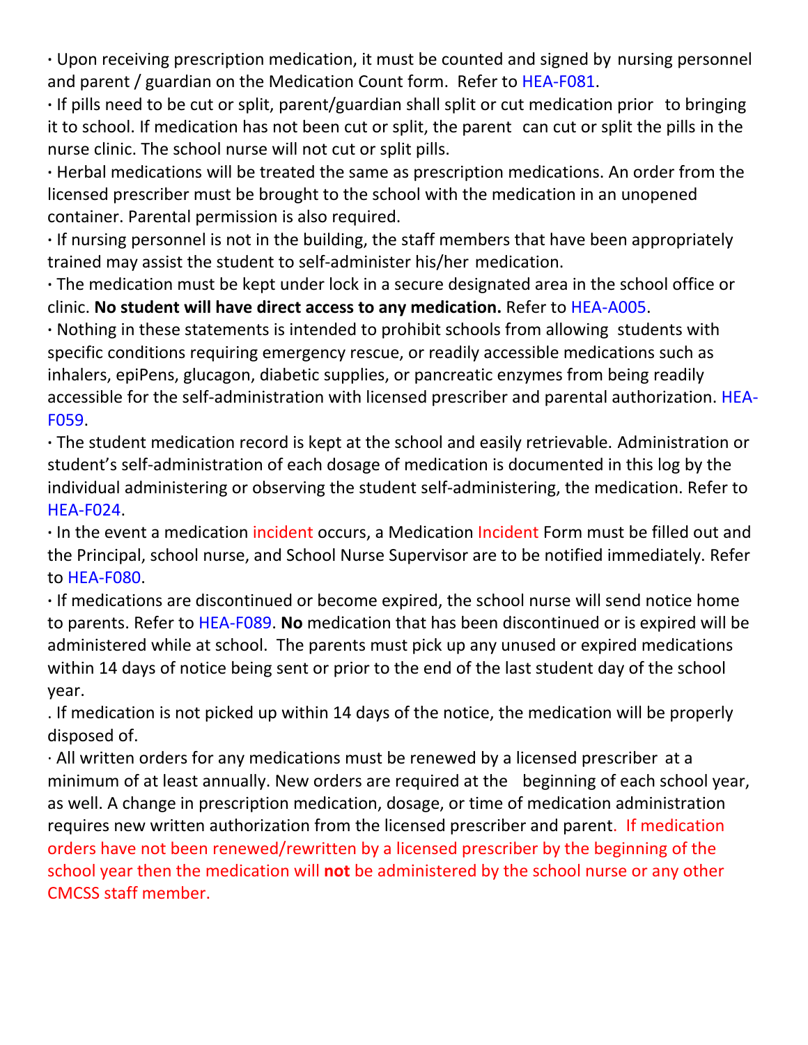- Upon receiving prescription medication, it must be counted and signed by nursing personnel and parent / guardian on the Medication Count form. Refer to HEA-F081.
- If pills need to be cut or split, parent/guardian shall split or cut medication prior to bringing it to school. If medication has not been cut or split, the parent can cut or split the pills in the nurse clinic. The school nurse will not cut or split pills.
- Herbal medications will be treated the same as prescription medications. An order from the licensed prescriber must be brought to the school with the medication in an unopened container. Parental permission is also required.
- If nursing personnel is not in the building, the staff members that have been appropriately trained may assist the student to self-administer his/her medication.
- The medication must be kept under lock in a secure designated area in the school office or clinic. **No student will have direct access to any medication.** Refer to HEA-A005.
- Nothing in these statements is intended to prohibit schools from allowing students with specific conditions requiring emergency rescue, or readily accessible medications such as inhalers, epiPens, glucagon, diabetic supplies, or pancreatic enzymes from being readily accessible for the self-administration with licensed prescriber and parental authorization. HEA-F059.
- The student medication record is kept at the school and easily retrievable. Administration or student's self-administration of each dosage of medication is documented in this log by the individual administering or observing the student self-administering, the medication. Refer to HEA-F024.
- In the event a medication incident occurs, a Medication Incident Form must be filled out and the Principal, school nurse, and School Nurse Supervisor are to be notified immediately. Refer to HEA-F080.
- If medications are discontinued or become expired, the school nurse will send notice home to parents. Refer to HEA-F089. **No** medication that has been discontinued or is expired will be administered while at school. The parents must pick up any unused or expired medications within 14 days of notice being sent or prior to the end of the last student day of the school year.
- If medication is not picked up within 14 days of the notice, the medication will be properly disposed of.
- All written orders for any medications must be renewed by a licensed prescriber at a minimum of at least annually. New orders are required at the beginning of each school year, as well. A change in prescription medication, dosage, or time of medication administration requires new written authorization from the licensed prescriber and parent. If medication orders have not been renewed/rewritten by a licensed prescriber by the beginning of the school year then the medication will **not** be administered by the school nurse or any other CMCSS staff member.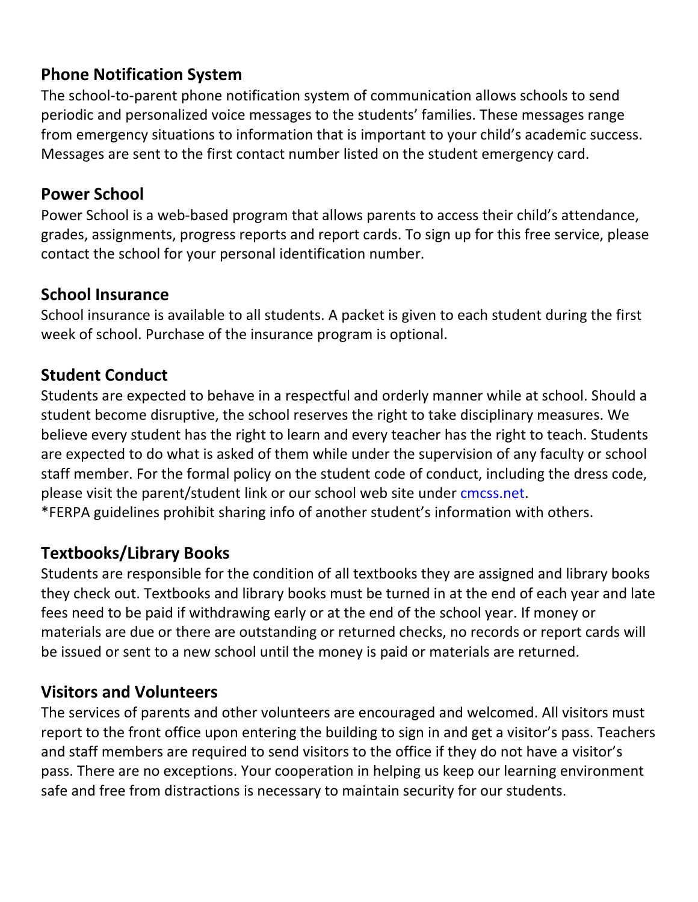## Phone Notification System

The school-to-parent phone notification system of communication allows schools to send periodic and personalized voice messages to the students' families. These messages range from emergency situations to information that is important to your child's academic success. Messages are sent to the first contact number listed on the student emergency card.

## Power School

Power School is a web-based program that allows parents to access their child's attendance, grades, assignments, progress reports and report cards. To sign up for this free service, please contact the school for your personal identification number.

## School Insurance

School insurance is available to all students. A packet is given to each student during the first week of school. Purchase of the insurance program is optional.

## Student Conduct

Students are expected to behave in a respectful and orderly manner while at school. Should a student become disruptive, the school reserves the right to take disciplinary measures. We believe every student has the right to learn and every teacher has the right to teach. Students are expected to do what is asked of them while under the supervision of any faculty or school staff member. For the formal policy on the student code of conduct, including the dress code, please visit the parent/student link or our school web site under cmcss.net.
*FERPA guidelines prohibit sharing info of another student's information with others.

## Textbooks/Library Books

Students are responsible for the condition of all textbooks they are assigned and library books they check out. Textbooks and library books must be turned in at the end of each year and late fees need to be paid if withdrawing early or at the end of the school year. If money or materials are due or there are outstanding or returned checks, no records or report cards will be issued or sent to a new school until the money is paid or materials are returned.

## Visitors and Volunteers

The services of parents and other volunteers are encouraged and welcomed. All visitors must report to the front office upon entering the building to sign in and get a visitor's pass. Teachers and staff members are required to send visitors to the office if they do not have a visitor's pass. There are no exceptions. Your cooperation in helping us keep our learning environment safe and free from distractions is necessary to maintain security for our students.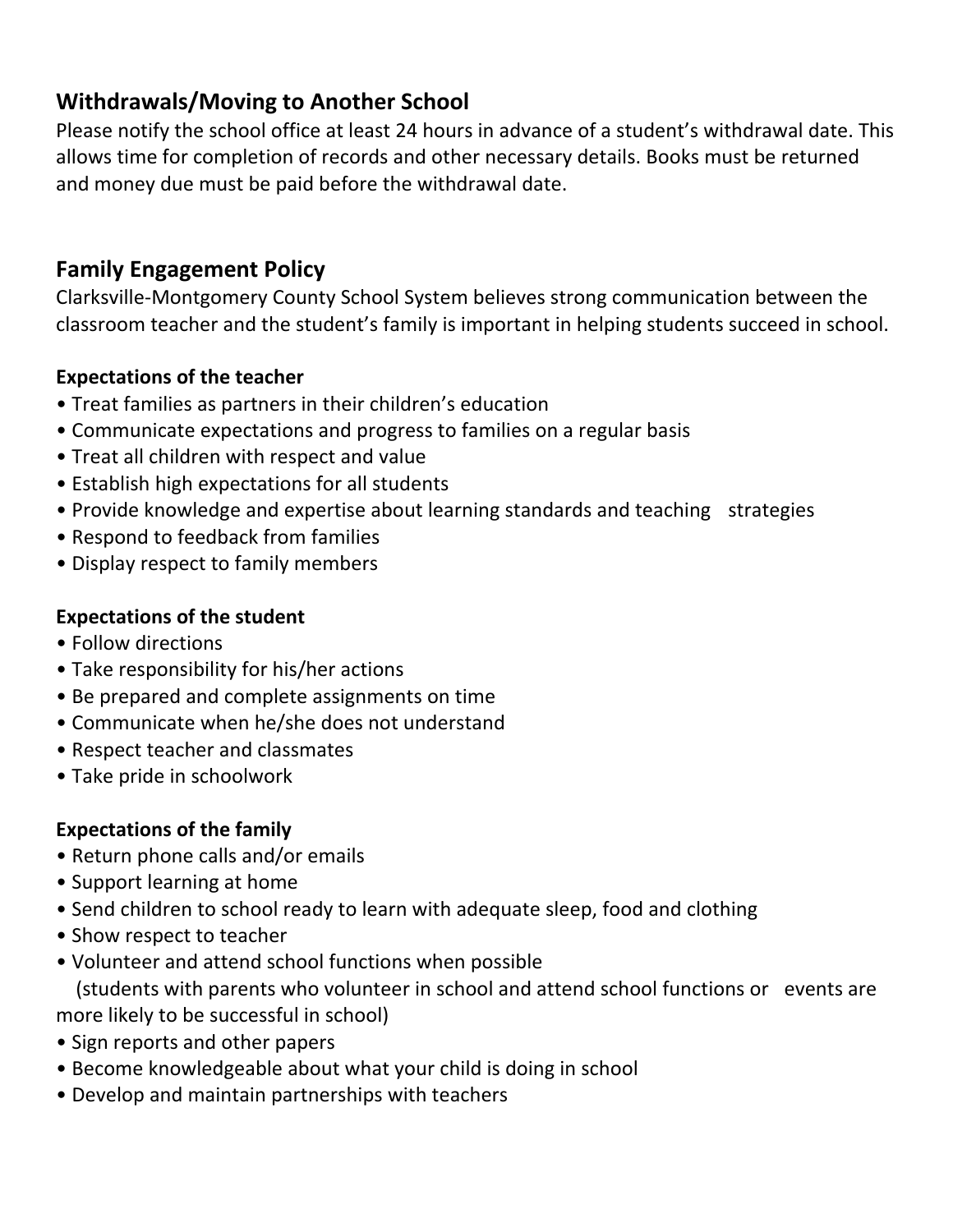## Withdrawals/Moving to Another School

Please notify the school office at least 24 hours in advance of a student's withdrawal date. This allows time for completion of records and other necessary details. Books must be returned and money due must be paid before the withdrawal date.

## Family Engagement Policy

Clarksville-Montgomery County School System believes strong communication between the classroom teacher and the student's family is important in helping students succeed in school.

### Expectations of the teacher

- Treat families as partners in their children's education
- Communicate expectations and progress to families on a regular basis
- Treat all children with respect and value
- Establish high expectations for all students
- Provide knowledge and expertise about learning standards and teaching strategies
- Respond to feedback from families
- Display respect to family members

### Expectations of the student

- Follow directions
- Take responsibility for his/her actions
- Be prepared and complete assignments on time
- Communicate when he/she does not understand
- Respect teacher and classmates
- Take pride in schoolwork

### Expectations of the family

- Return phone calls and/or emails
- Support learning at home
- Send children to school ready to learn with adequate sleep, food and clothing
- Show respect to teacher
- Volunteer and attend school functions when possible (students with parents who volunteer in school and attend school functions or events are more likely to be successful in school)
- Sign reports and other papers
- Become knowledgeable about what your child is doing in school
- Develop and maintain partnerships with teachers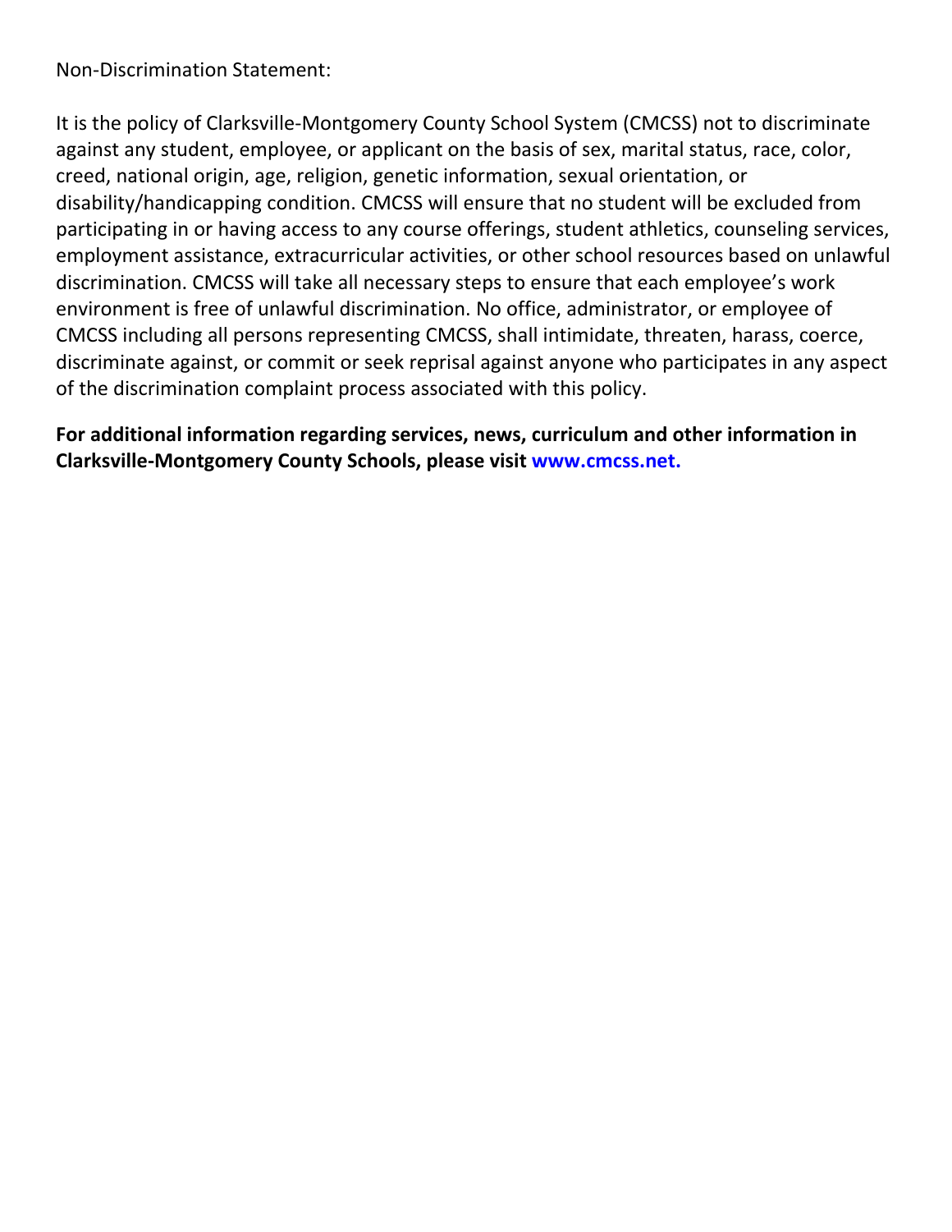Non-Discrimination Statement:

It is the policy of Clarksville-Montgomery County School System (CMCSS) not to discriminate against any student, employee, or applicant on the basis of sex, marital status, race, color, creed, national origin, age, religion, genetic information, sexual orientation, or disability/handicapping condition. CMCSS will ensure that no student will be excluded from participating in or having access to any course offerings, student athletics, counseling services, employment assistance, extracurricular activities, or other school resources based on unlawful discrimination. CMCSS will take all necessary steps to ensure that each employee's work environment is free of unlawful discrimination. No office, administrator, or employee of CMCSS including all persons representing CMCSS, shall intimidate, threaten, harass, coerce, discriminate against, or commit or seek reprisal against anyone who participates in any aspect of the discrimination complaint process associated with this policy.

**For additional information regarding services, news, curriculum and other information in Clarksville-Montgomery County Schools, please visit www.cmcss.net.**